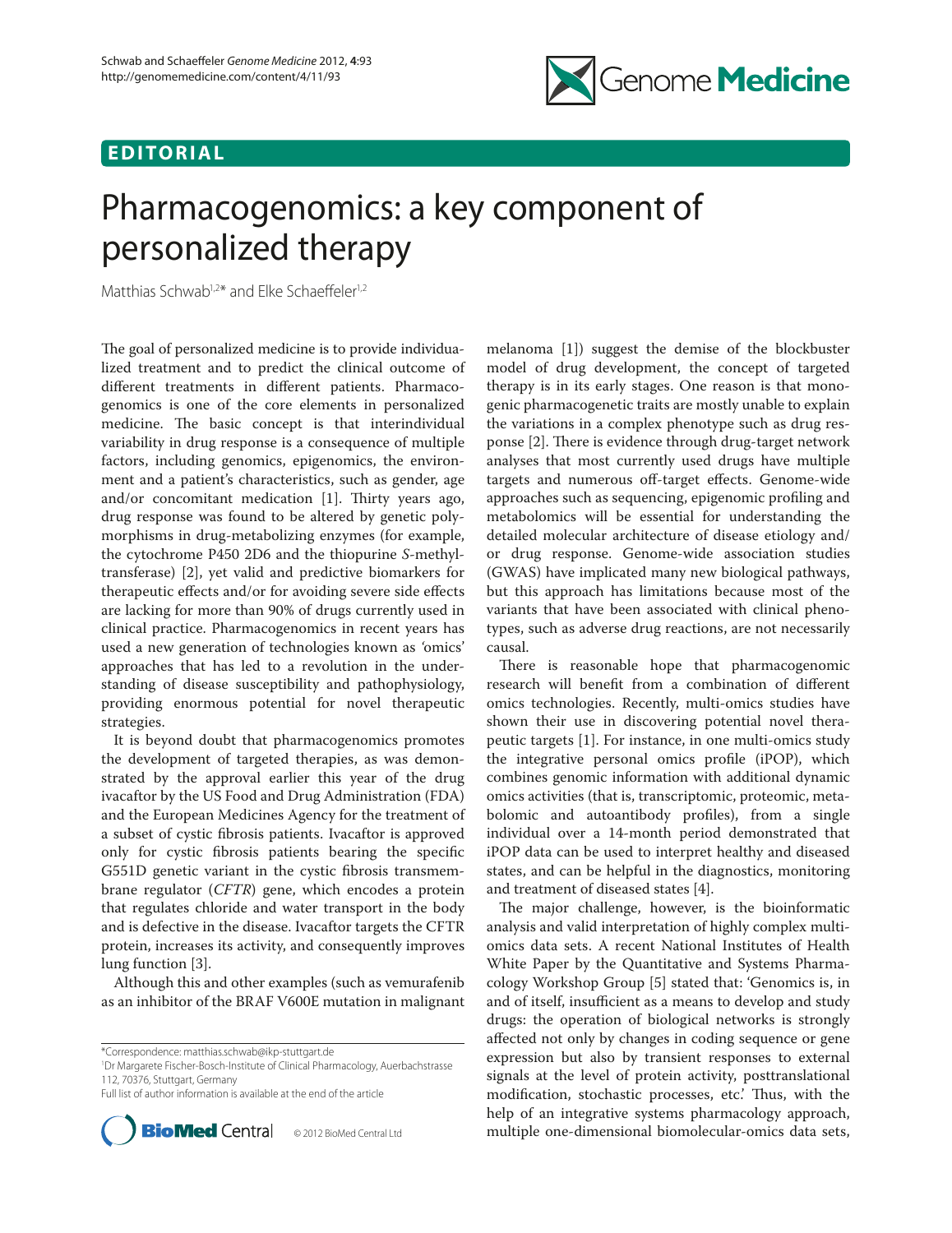**EDITORIAL**

# Pharmacogenomics: a key component of personalized therapy

Matthias Schwab[1,2]* and Elke Schaeffeler[1,2]

The goal of personalized medicine is to provide individualized treatment and to predict the clinical outcome of different treatments in different patients. Pharmacogenomics is one of the core elements in personalized medicine. The basic concept is that interindividual variability in drug response is a consequence of multiple factors, including genomics, epigenomics, the environment and a patient's characteristics, such as gender, age and/or concomitant medication [1]. Thirty years ago, drug response was found to be altered by genetic polymorphisms in drug-metabolizing enzymes (for example, the cytochrome P450 2D6 and the thiopurine *S*-methyltransferase) [2], yet valid and predictive biomarkers for therapeutic effects and/or for avoiding severe side effects are lacking for more than 90% of drugs currently used in clinical practice. Pharmacogenomics in recent years has used a new generation of technologies known as 'omics' approaches that has led to a revolution in the understanding of disease susceptibility and pathophysiology, providing enormous potential for novel therapeutic strategies.

It is beyond doubt that pharmacogenomics promotes the development of targeted therapies, as was demonstrated by the approval earlier this year of the drug ivacaftor by the US Food and Drug Administration (FDA) and the European Medicines Agency for the treatment of a subset of cystic fibrosis patients. Ivacaftor is approved only for cystic fibrosis patients bearing the specific G551D genetic variant in the cystic fibrosis transmembrane regulator (*CFTR*) gene, which encodes a protein that regulates chloride and water transport in the body and is defective in the disease. Ivacaftor targets the CFTR protein, increases its activity, and consequently improves lung function [3].

Although this and other examples (such as vemurafenib as an inhibitor of the BRAF V600E mutation in malignant melanoma [1]) suggest the demise of the blockbuster model of drug development, the concept of targeted therapy is in its early stages. One reason is that monogenic pharmacogenetic traits are mostly unable to explain the variations in a complex phenotype such as drug response [2]. There is evidence through drug-target network analyses that most currently used drugs have multiple targets and numerous off-target effects. Genome-wide approaches such as sequencing, epigenomic profiling and metabolomics will be essential for understanding the detailed molecular architecture of disease etiology and/or drug response. Genome-wide association studies (GWAS) have implicated many new biological pathways, but this approach has limitations because most of the variants that have been associated with clinical phenotypes, such as adverse drug reactions, are not necessarily causal.

There is reasonable hope that pharmacogenomic research will benefit from a combination of different omics technologies. Recently, multi-omics studies have shown their use in discovering potential novel therapeutic targets [1]. For instance, in one multi-omics study the integrative personal omics profile (iPOP), which combines genomic information with additional dynamic omics activities (that is, transcriptomic, proteomic, metabolomic and autoantibody profiles), from a single individual over a 14-month period demonstrated that iPOP data can be used to interpret healthy and diseased states, and can be helpful in the diagnostics, monitoring and treatment of diseased states [4].

The major challenge, however, is the bioinformatic analysis and valid interpretation of highly complex multi-omics data sets. A recent National Institutes of Health White Paper by the Quantitative and Systems Pharmacology Workshop Group [5] stated that: 'Genomics is, in and of itself, insufficient as a means to develop and study drugs: the operation of biological networks is strongly affected not only by changes in coding sequence or gene expression but also by transient responses to external signals at the level of protein activity, posttranslational modification, stochastic processes, etc.' Thus, with the help of an integrative systems pharmacology approach, multiple one-dimensional biomolecular-omics data sets,

*Correspondence: matthias.schwab@ikp-stuttgart.de
[1]Dr Margarete Fischer-Bosch-Institute of Clinical Pharmacology, Auerbachstrasse 112, 70376, Stuttgart, Germany
Full list of author information is available at the end of the article

© 2012 BioMed Central Ltd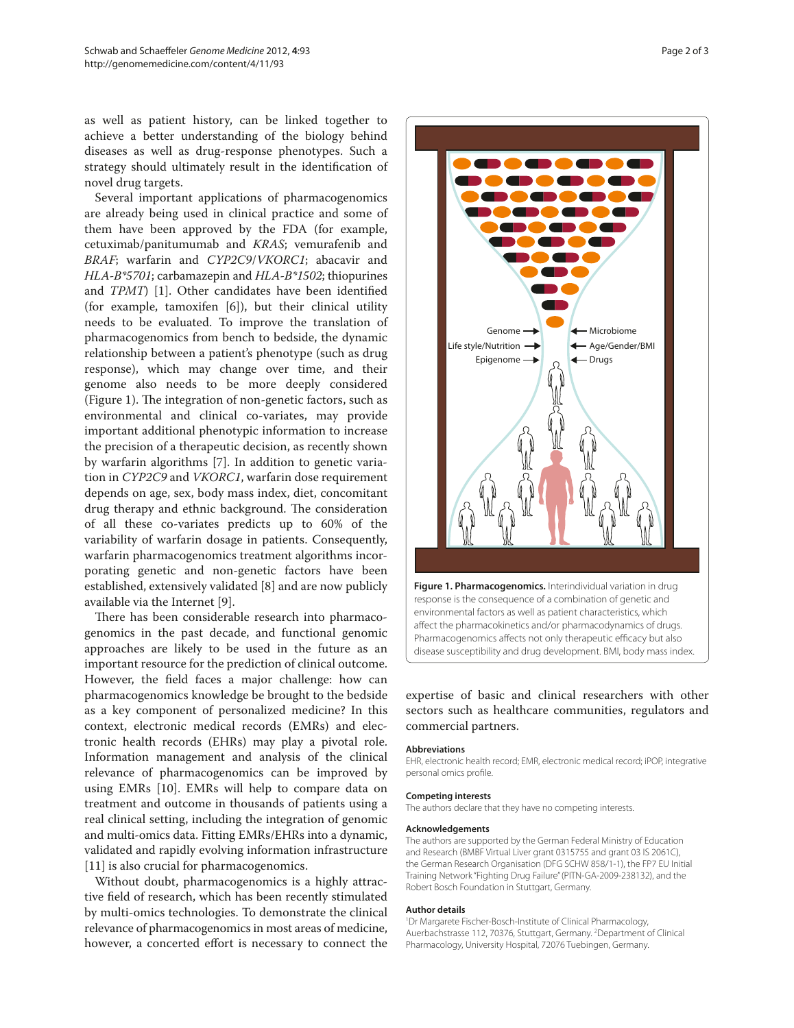as well as patient history, can be linked together to achieve a better understanding of the biology behind diseases as well as drug-response phenotypes. Such a strategy should ultimately result in the identification of novel drug targets.

Several important applications of pharmacogenomics are already being used in clinical practice and some of them have been approved by the FDA (for example, cetuximab/panitumumab and *KRAS*; vemurafenib and *BRAF*; warfarin and *CYP2C9*/*VKORC1*; abacavir and *HLA-B*5701*; carbamazepin and *HLA-B*1502*; thiopurines and *TPMT*) [1]. Other candidates have been identified (for example, tamoxifen [6]), but their clinical utility needs to be evaluated. To improve the translation of pharmacogenomics from bench to bedside, the dynamic relationship between a patient's phenotype (such as drug response), which may change over time, and their genome also needs to be more deeply considered (Figure 1). The integration of non-genetic factors, such as environmental and clinical co-variates, may provide important additional phenotypic information to increase the precision of a therapeutic decision, as recently shown by warfarin algorithms [7]. In addition to genetic variation in *CYP2C9* and *VKORC1*, warfarin dose requirement depends on age, sex, body mass index, diet, concomitant drug therapy and ethnic background. The consideration of all these co-variates predicts up to 60% of the variability of warfarin dosage in patients. Consequently, warfarin pharmacogenomics treatment algorithms incorporating genetic and non-genetic factors have been established, extensively validated [8] and are now publicly available via the Internet [9].

There has been considerable research into pharmacogenomics in the past decade, and functional genomic approaches are likely to be used in the future as an important resource for the prediction of clinical outcome. However, the field faces a major challenge: how can pharmacogenomics knowledge be brought to the bedside as a key component of personalized medicine? In this context, electronic medical records (EMRs) and electronic health records (EHRs) may play a pivotal role. Information management and analysis of the clinical relevance of pharmacogenomics can be improved by using EMRs [10]. EMRs will help to compare data on treatment and outcome in thousands of patients using a real clinical setting, including the integration of genomic and multi-omics data. Fitting EMRs/EHRs into a dynamic, validated and rapidly evolving information infrastructure [11] is also crucial for pharmacogenomics.

Without doubt, pharmacogenomics is a highly attractive field of research, which has been recently stimulated by multi-omics technologies. To demonstrate the clinical relevance of pharmacogenomics in most areas of medicine, however, a concerted effort is necessary to connect the expertise of basic and clinical researchers with other sectors such as healthcare communities, regulators and commercial partners.

**Figure 1. Pharmacogenomics.** Interindividual variation in drug response is the consequence of a combination of genetic and environmental factors as well as patient characteristics, which affect the pharmacokinetics and/or pharmacodynamics of drugs. Pharmacogenomics affects not only therapeutic efficacy but also disease susceptibility and drug development. BMI, body mass index.

#### Abbreviations

EHR, electronic health record; EMR, electronic medical record; iPOP, integrative personal omics profile.

#### Competing interests

The authors declare that they have no competing interests.

#### Acknowledgements

The authors are supported by the German Federal Ministry of Education and Research (BMBF Virtual Liver grant 0315755 and grant 03 IS 2061C), the German Research Organisation (DFG SCHW 858/1-1), the FP7 EU Initial Training Network "Fighting Drug Failure" (PITN-GA-2009-238132), and the Robert Bosch Foundation in Stuttgart, Germany.

#### Author details

[1]Dr Margarete Fischer-Bosch-Institute of Clinical Pharmacology, Auerbachstrasse 112, 70376, Stuttgart, Germany. [2]Department of Clinical Pharmacology, University Hospital, 72076 Tuebingen, Germany.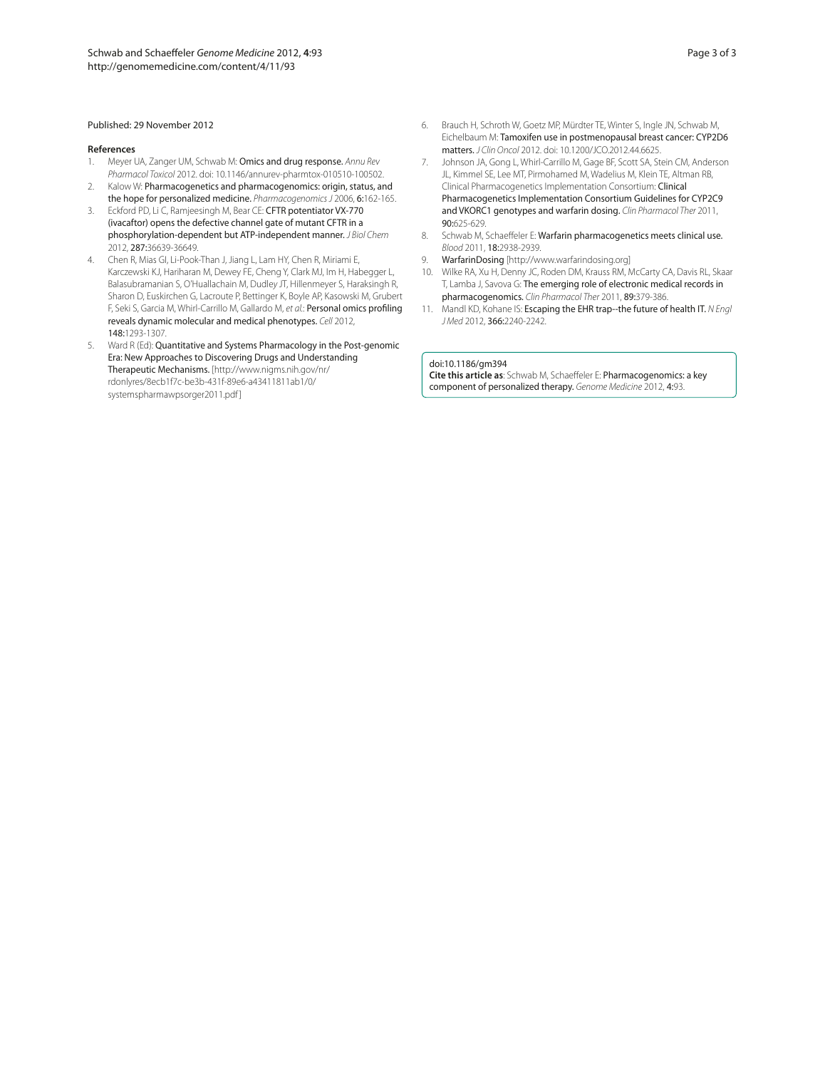Published: 29 November 2012

**References**

1. Meyer UA, Zanger UM, Schwab M: **Omics and drug response.** *Annu Rev Pharmacol Toxicol* 2012. doi: 10.1146/annurev-pharmtox-010510-100502.
2. Kalow W: **Pharmacogenetics and pharmacogenomics: origin, status, and the hope for personalized medicine.** *Pharmacogenomics J* 2006, **6**:162-165.
3. Eckford PD, Li C, Ramjeesingh M, Bear CE: **CFTR potentiator VX-770 (ivacaftor) opens the defective channel gate of mutant CFTR in a phosphorylation-dependent but ATP-independent manner.** *J Biol Chem* 2012, **287**:36639-36649.
4. Chen R, Mias GI, Li-Pook-Than J, Jiang L, Lam HY, Chen R, Miriami E, Karczewski KJ, Hariharan M, Dewey FE, Cheng Y, Clark MJ, Im H, Habegger L, Balasubramanian S, O'Huallachain M, Dudley JT, Hillenmeyer S, Haraksingh R, Sharon D, Euskirchen G, Lacroute P, Bettinger K, Boyle AP, Kasowski M, Grubert F, Seki S, Garcia M, Whirl-Carrillo M, Gallardo M, *et al.*: **Personal omics profiling reveals dynamic molecular and medical phenotypes.** *Cell* 2012, **148**:1293-1307.
5. Ward R (Ed): **Quantitative and Systems Pharmacology in the Post-genomic Era: New Approaches to Discovering Drugs and Understanding Therapeutic Mechanisms.** [http://www.nigms.nih.gov/nr/rdonlyres/8ecb1f7c-be3b-431f-89e6-a43411811ab1/0/systemspharmawpsorger2011.pdf]
6. Brauch H, Schroth W, Goetz MP, Mürdter TE, Winter S, Ingle JN, Schwab M, Eichelbaum M: **Tamoxifen use in postmenopausal breast cancer: CYP2D6 matters.** *J Clin Oncol* 2012. doi: 10.1200/JCO.2012.44.6625.
7. Johnson JA, Gong L, Whirl-Carrillo M, Gage BF, Scott SA, Stein CM, Anderson JL, Kimmel SE, Lee MT, Pirmohamed M, Wadelius M, Klein TE, Altman RB, Clinical Pharmacogenetics Implementation Consortium: **Clinical Pharmacogenetics Implementation Consortium Guidelines for CYP2C9 and VKORC1 genotypes and warfarin dosing.** *Clin Pharmacol Ther* 2011, **90**:625-629.
8. Schwab M, Schaeffeler E: **Warfarin pharmacogenetics meets clinical use.** *Blood* 2011, **18**:2938-2939.
9. **WarfarinDosing** [http://www.warfarindosing.org]
10. Wilke RA, Xu H, Denny JC, Roden DM, Krauss RM, McCarty CA, Davis RL, Skaar T, Lamba J, Savova G: **The emerging role of electronic medical records in pharmacogenomics.** *Clin Pharmacol Ther* 2011, **89**:379-386.
11. Mandl KD, Kohane IS: **Escaping the EHR trap--the future of health IT.** *N Engl J Med* 2012, **366**:2240-2242.

doi:10.1186/gm394

**Cite this article as**: Schwab M, Schaeffeler E: **Pharmacogenomics: a key component of personalized therapy.** *Genome Medicine* 2012, **4**:93.